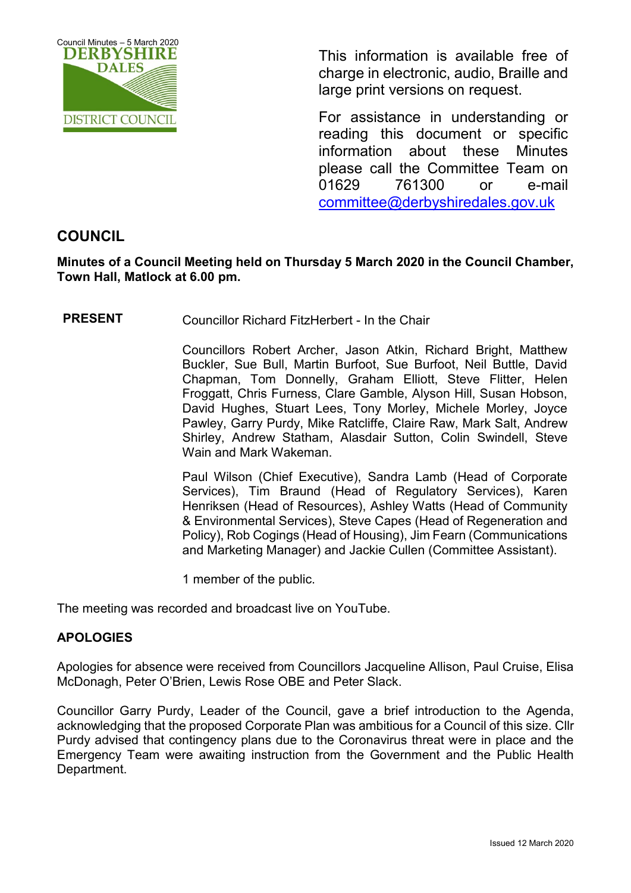This information is available free of charge in electronic, audio, Braille and large print versions on request.

For assistance in understanding or reading this document or specific information about these Minutes please call the Committee Team on 01629 761300 or e-mail committee@derbyshiredales.gov.uk

# COUNCIL

**Minutes of a Council Meeting held on Thursday 5 March 2020 in the Council Chamber, Town Hall, Matlock at 6.00 pm.**

**PRESENT** Councillor Richard FitzHerbert - In the Chair

Councillors Robert Archer, Jason Atkin, Richard Bright, Matthew Buckler, Sue Bull, Martin Burfoot, Sue Burfoot, Neil Buttle, David Chapman, Tom Donnelly, Graham Elliott, Steve Flitter, Helen Froggatt, Chris Furness, Clare Gamble, Alyson Hill, Susan Hobson, David Hughes, Stuart Lees, Tony Morley, Michele Morley, Joyce Pawley, Garry Purdy, Mike Ratcliffe, Claire Raw, Mark Salt, Andrew Shirley, Andrew Statham, Alasdair Sutton, Colin Swindell, Steve Wain and Mark Wakeman.

Paul Wilson (Chief Executive), Sandra Lamb (Head of Corporate Services), Tim Braund (Head of Regulatory Services), Karen Henriksen (Head of Resources), Ashley Watts (Head of Community & Environmental Services), Steve Capes (Head of Regeneration and Policy), Rob Cogings (Head of Housing), Jim Fearn (Communications and Marketing Manager) and Jackie Cullen (Committee Assistant).

1 member of the public.

The meeting was recorded and broadcast live on YouTube.

## APOLOGIES

Apologies for absence were received from Councillors Jacqueline Allison, Paul Cruise, Elisa McDonagh, Peter O'Brien, Lewis Rose OBE and Peter Slack.

Councillor Garry Purdy, Leader of the Council, gave a brief introduction to the Agenda, acknowledging that the proposed Corporate Plan was ambitious for a Council of this size. Cllr Purdy advised that contingency plans due to the Coronavirus threat were in place and the Emergency Team were awaiting instruction from the Government and the Public Health Department.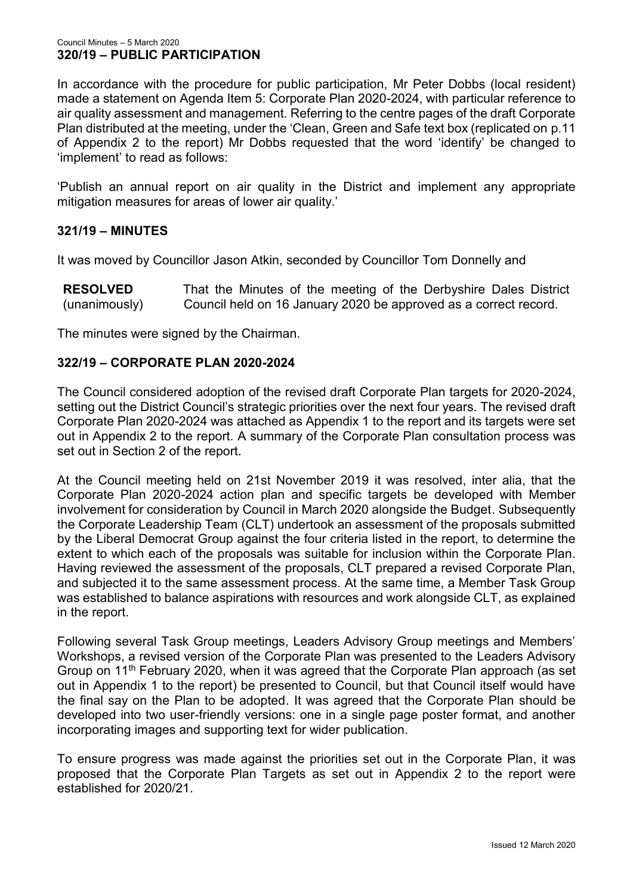## 320/19 – PUBLIC PARTICIPATION

In accordance with the procedure for public participation, Mr Peter Dobbs (local resident) made a statement on Agenda Item 5: Corporate Plan 2020-2024, with particular reference to air quality assessment and management. Referring to the centre pages of the draft Corporate Plan distributed at the meeting, under the 'Clean, Green and Safe text box (replicated on p.11 of Appendix 2 to the report) Mr Dobbs requested that the word 'identify' be changed to 'implement' to read as follows:

'Publish an annual report on air quality in the District and implement any appropriate mitigation measures for areas of lower air quality.'

## 321/19 – MINUTES

It was moved by Councillor Jason Atkin, seconded by Councillor Tom Donnelly and

**RESOLVED** (unanimously) That the Minutes of the meeting of the Derbyshire Dales District Council held on 16 January 2020 be approved as a correct record.

The minutes were signed by the Chairman.

## 322/19 – CORPORATE PLAN 2020-2024

The Council considered adoption of the revised draft Corporate Plan targets for 2020-2024, setting out the District Council's strategic priorities over the next four years. The revised draft Corporate Plan 2020-2024 was attached as Appendix 1 to the report and its targets were set out in Appendix 2 to the report. A summary of the Corporate Plan consultation process was set out in Section 2 of the report.

At the Council meeting held on 21st November 2019 it was resolved, inter alia, that the Corporate Plan 2020-2024 action plan and specific targets be developed with Member involvement for consideration by Council in March 2020 alongside the Budget. Subsequently the Corporate Leadership Team (CLT) undertook an assessment of the proposals submitted by the Liberal Democrat Group against the four criteria listed in the report, to determine the extent to which each of the proposals was suitable for inclusion within the Corporate Plan. Having reviewed the assessment of the proposals, CLT prepared a revised Corporate Plan, and subjected it to the same assessment process. At the same time, a Member Task Group was established to balance aspirations with resources and work alongside CLT, as explained in the report.

Following several Task Group meetings, Leaders Advisory Group meetings and Members' Workshops, a revised version of the Corporate Plan was presented to the Leaders Advisory Group on 11th February 2020, when it was agreed that the Corporate Plan approach (as set out in Appendix 1 to the report) be presented to Council, but that Council itself would have the final say on the Plan to be adopted. It was agreed that the Corporate Plan should be developed into two user-friendly versions: one in a single page poster format, and another incorporating images and supporting text for wider publication.

To ensure progress was made against the priorities set out in the Corporate Plan, it was proposed that the Corporate Plan Targets as set out in Appendix 2 to the report were established for 2020/21.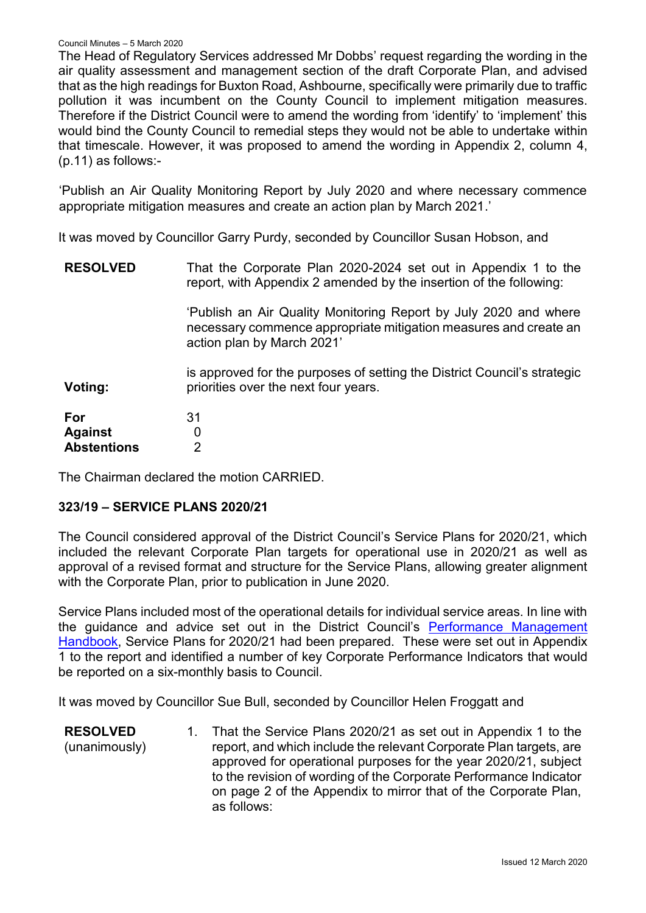The Head of Regulatory Services addressed Mr Dobbs' request regarding the wording in the air quality assessment and management section of the draft Corporate Plan, and advised that as the high readings for Buxton Road, Ashbourne, specifically were primarily due to traffic pollution it was incumbent on the County Council to implement mitigation measures. Therefore if the District Council were to amend the wording from 'identify' to 'implement' this would bind the County Council to remedial steps they would not be able to undertake within that timescale. However, it was proposed to amend the wording in Appendix 2, column 4, (p.11) as follows:-

'Publish an Air Quality Monitoring Report by July 2020 and where necessary commence appropriate mitigation measures and create an action plan by March 2021.'

It was moved by Councillor Garry Purdy, seconded by Councillor Susan Hobson, and

**RESOLVED** That the Corporate Plan 2020-2024 set out in Appendix 1 to the report, with Appendix 2 amended by the insertion of the following:

'Publish an Air Quality Monitoring Report by July 2020 and where necessary commence appropriate mitigation measures and create an action plan by March 2021'

is approved for the purposes of setting the District Council's strategic priorities over the next four years.

**Voting:**

| | |
|---|---|
| **For** | 31 |
| **Against** | 0 |
| **Abstentions** | 2 |

The Chairman declared the motion CARRIED.

### 323/19 – SERVICE PLANS 2020/21

The Council considered approval of the District Council's Service Plans for 2020/21, which included the relevant Corporate Plan targets for operational use in 2020/21 as well as approval of a revised format and structure for the Service Plans, allowing greater alignment with the Corporate Plan, prior to publication in June 2020.

Service Plans included most of the operational details for individual service areas. In line with the guidance and advice set out in the District Council's Performance Management Handbook, Service Plans for 2020/21 had been prepared. These were set out in Appendix 1 to the report and identified a number of key Corporate Performance Indicators that would be reported on a six-monthly basis to Council.

It was moved by Councillor Sue Bull, seconded by Councillor Helen Froggatt and

**RESOLVED** (unanimously)

1. That the Service Plans 2020/21 as set out in Appendix 1 to the report, and which include the relevant Corporate Plan targets, are approved for operational purposes for the year 2020/21, subject to the revision of wording of the Corporate Performance Indicator on page 2 of the Appendix to mirror that of the Corporate Plan, as follows: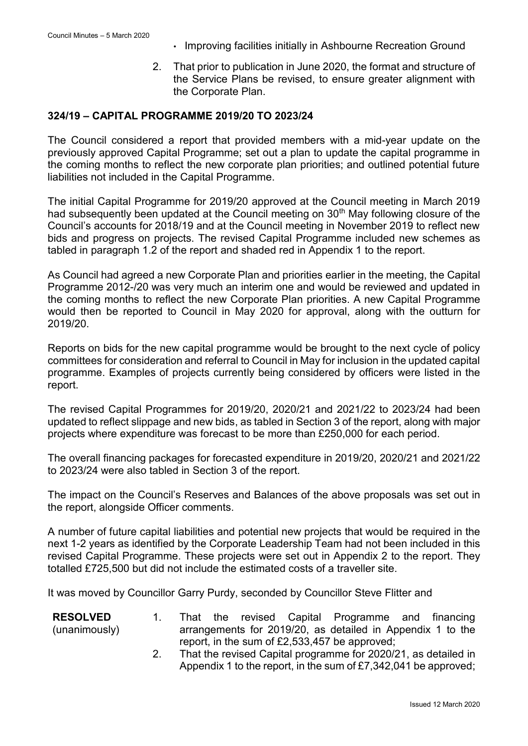- Improving facilities initially in Ashbourne Recreation Ground

2. That prior to publication in June 2020, the format and structure of the Service Plans be revised, to ensure greater alignment with the Corporate Plan.

## 324/19 – CAPITAL PROGRAMME 2019/20 TO 2023/24

The Council considered a report that provided members with a mid-year update on the previously approved Capital Programme; set out a plan to update the capital programme in the coming months to reflect the new corporate plan priorities; and outlined potential future liabilities not included in the Capital Programme.

The initial Capital Programme for 2019/20 approved at the Council meeting in March 2019 had subsequently been updated at the Council meeting on 30th May following closure of the Council's accounts for 2018/19 and at the Council meeting in November 2019 to reflect new bids and progress on projects. The revised Capital Programme included new schemes as tabled in paragraph 1.2 of the report and shaded red in Appendix 1 to the report.

As Council had agreed a new Corporate Plan and priorities earlier in the meeting, the Capital Programme 2012-/20 was very much an interim one and would be reviewed and updated in the coming months to reflect the new Corporate Plan priorities. A new Capital Programme would then be reported to Council in May 2020 for approval, along with the outturn for 2019/20.

Reports on bids for the new capital programme would be brought to the next cycle of policy committees for consideration and referral to Council in May for inclusion in the updated capital programme. Examples of projects currently being considered by officers were listed in the report.

The revised Capital Programmes for 2019/20, 2020/21 and 2021/22 to 2023/24 had been updated to reflect slippage and new bids, as tabled in Section 3 of the report, along with major projects where expenditure was forecast to be more than £250,000 for each period.

The overall financing packages for forecasted expenditure in 2019/20, 2020/21 and 2021/22 to 2023/24 were also tabled in Section 3 of the report.

The impact on the Council's Reserves and Balances of the above proposals was set out in the report, alongside Officer comments.

A number of future capital liabilities and potential new projects that would be required in the next 1-2 years as identified by the Corporate Leadership Team had not been included in this revised Capital Programme. These projects were set out in Appendix 2 to the report. They totalled £725,500 but did not include the estimated costs of a traveller site.

It was moved by Councillor Garry Purdy, seconded by Councillor Steve Flitter and

**RESOLVED** (unanimously)

1. That the revised Capital Programme and financing arrangements for 2019/20, as detailed in Appendix 1 to the report, in the sum of £2,533,457 be approved;
2. That the revised Capital programme for 2020/21, as detailed in Appendix 1 to the report, in the sum of £7,342,041 be approved;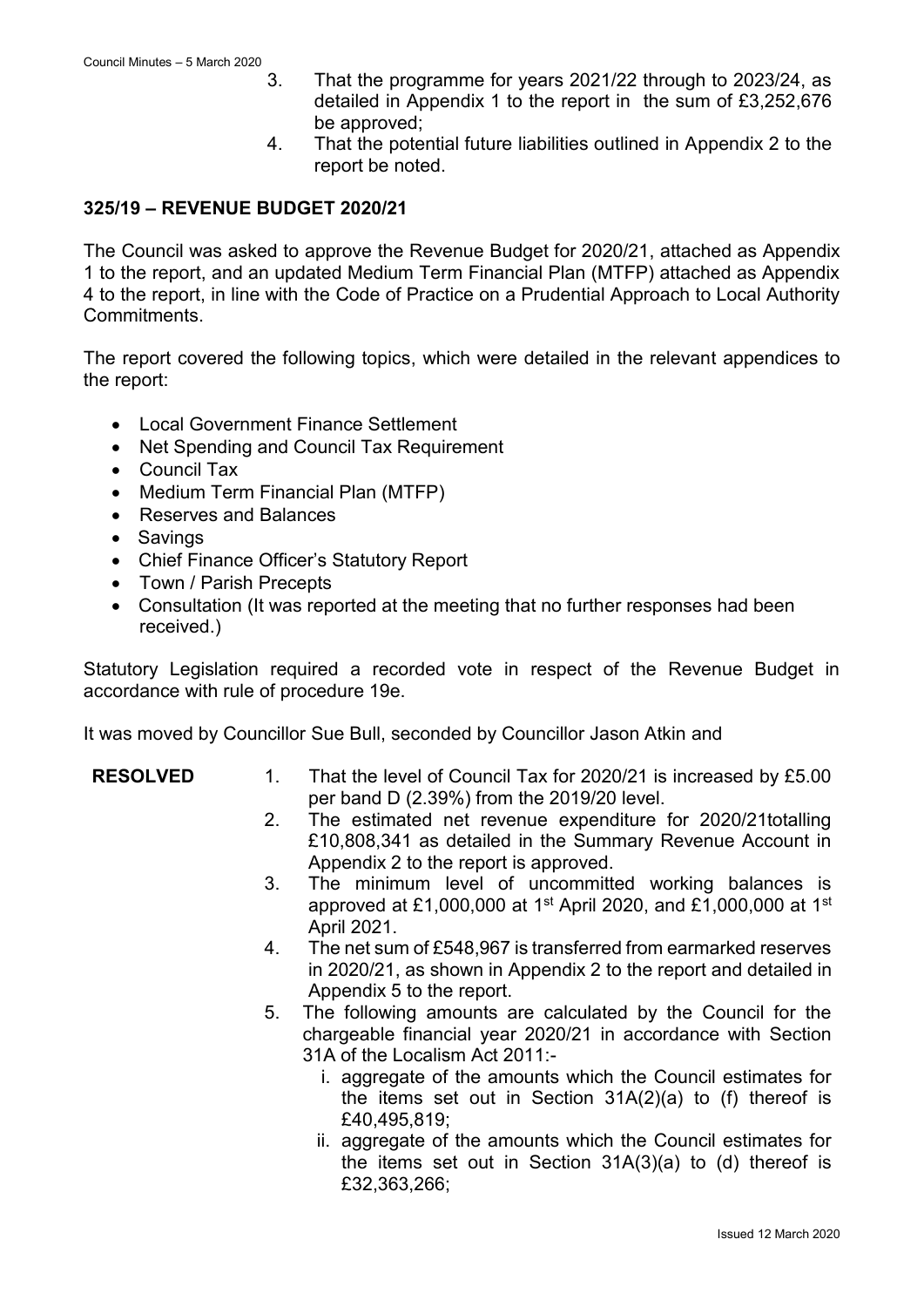3. That the programme for years 2021/22 through to 2023/24, as detailed in Appendix 1 to the report in the sum of £3,252,676 be approved;
4. That the potential future liabilities outlined in Appendix 2 to the report be noted.

## 325/19 – REVENUE BUDGET 2020/21

The Council was asked to approve the Revenue Budget for 2020/21, attached as Appendix 1 to the report, and an updated Medium Term Financial Plan (MTFP) attached as Appendix 4 to the report, in line with the Code of Practice on a Prudential Approach to Local Authority Commitments.

The report covered the following topics, which were detailed in the relevant appendices to the report:

- Local Government Finance Settlement
- Net Spending and Council Tax Requirement
- Council Tax
- Medium Term Financial Plan (MTFP)
- Reserves and Balances
- Savings
- Chief Finance Officer's Statutory Report
- Town / Parish Precepts
- Consultation (It was reported at the meeting that no further responses had been received.)

Statutory Legislation required a recorded vote in respect of the Revenue Budget in accordance with rule of procedure 19e.

It was moved by Councillor Sue Bull, seconded by Councillor Jason Atkin and

**RESOLVED**

1. That the level of Council Tax for 2020/21 is increased by £5.00 per band D (2.39%) from the 2019/20 level.
2. The estimated net revenue expenditure for 2020/21totalling £10,808,341 as detailed in the Summary Revenue Account in Appendix 2 to the report is approved.
3. The minimum level of uncommitted working balances is approved at £1,000,000 at 1st April 2020, and £1,000,000 at 1st April 2021.
4. The net sum of £548,967 is transferred from earmarked reserves in 2020/21, as shown in Appendix 2 to the report and detailed in Appendix 5 to the report.
5. The following amounts are calculated by the Council for the chargeable financial year 2020/21 in accordance with Section 31A of the Localism Act 2011:-
   i. aggregate of the amounts which the Council estimates for the items set out in Section 31A(2)(a) to (f) thereof is £40,495,819;
   ii. aggregate of the amounts which the Council estimates for the items set out in Section 31A(3)(a) to (d) thereof is £32,363,266;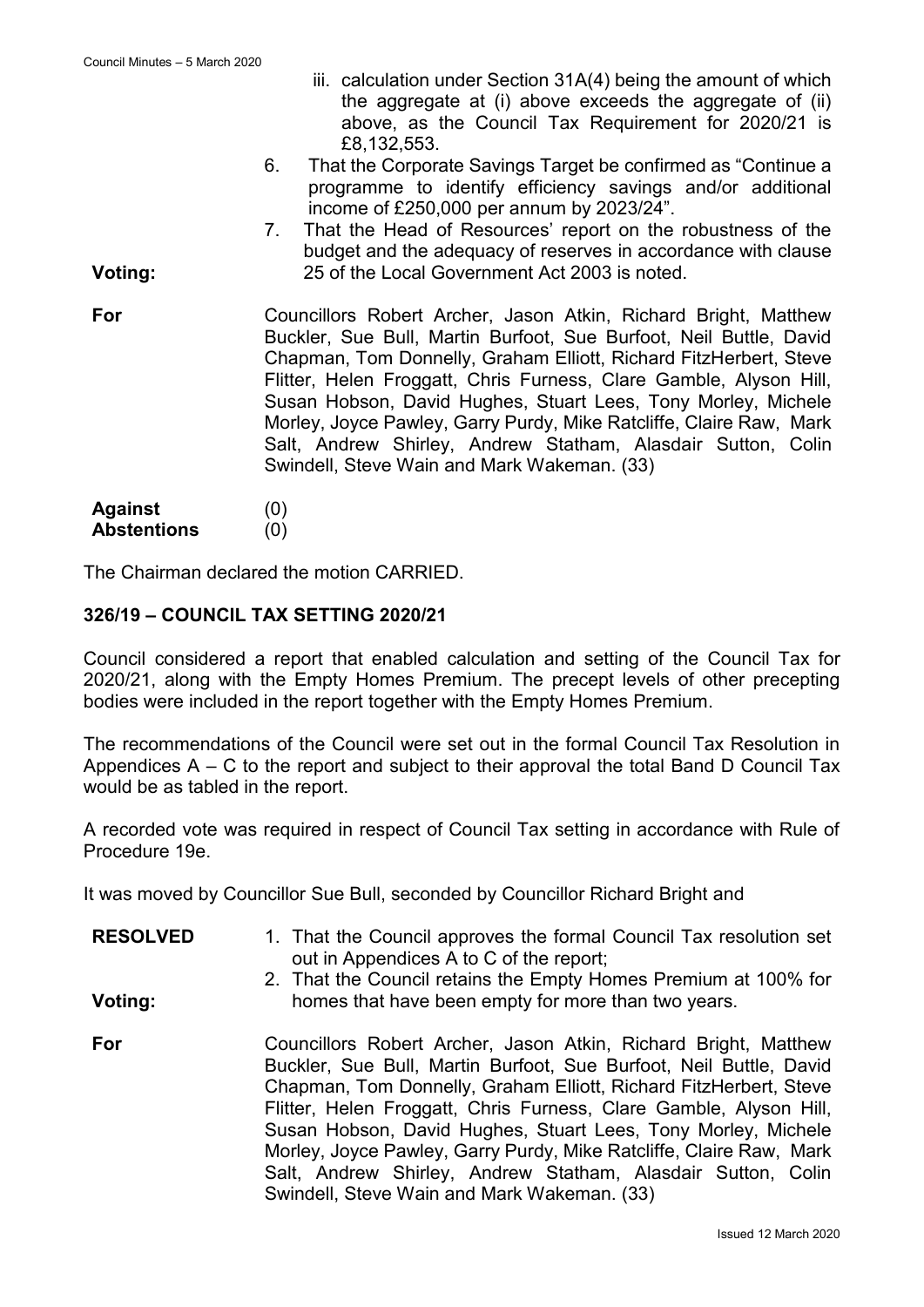iii. calculation under Section 31A(4) being the amount of which the aggregate at (i) above exceeds the aggregate of (ii) above, as the Council Tax Requirement for 2020/21 is £8,132,553.

6. That the Corporate Savings Target be confirmed as "Continue a programme to identify efficiency savings and/or additional income of £250,000 per annum by 2023/24".
7. That the Head of Resources' report on the robustness of the budget and the adequacy of reserves in accordance with clause 25 of the Local Government Act 2003 is noted.

**Voting:**

**For** Councillors Robert Archer, Jason Atkin, Richard Bright, Matthew Buckler, Sue Bull, Martin Burfoot, Sue Burfoot, Neil Buttle, David Chapman, Tom Donnelly, Graham Elliott, Richard FitzHerbert, Steve Flitter, Helen Froggatt, Chris Furness, Clare Gamble, Alyson Hill, Susan Hobson, David Hughes, Stuart Lees, Tony Morley, Michele Morley, Joyce Pawley, Garry Purdy, Mike Ratcliffe, Claire Raw, Mark Salt, Andrew Shirley, Andrew Statham, Alasdair Sutton, Colin Swindell, Steve Wain and Mark Wakeman. (33)

**Against** (0)
**Abstentions** (0)

The Chairman declared the motion CARRIED.

## 326/19 – COUNCIL TAX SETTING 2020/21

Council considered a report that enabled calculation and setting of the Council Tax for 2020/21, along with the Empty Homes Premium. The precept levels of other precepting bodies were included in the report together with the Empty Homes Premium.

The recommendations of the Council were set out in the formal Council Tax Resolution in Appendices A – C to the report and subject to their approval the total Band D Council Tax would be as tabled in the report.

A recorded vote was required in respect of Council Tax setting in accordance with Rule of Procedure 19e.

It was moved by Councillor Sue Bull, seconded by Councillor Richard Bright and

**RESOLVED**

1. That the Council approves the formal Council Tax resolution set out in Appendices A to C of the report;
2. That the Council retains the Empty Homes Premium at 100% for homes that have been empty for more than two years.

**Voting:**

**For** Councillors Robert Archer, Jason Atkin, Richard Bright, Matthew Buckler, Sue Bull, Martin Burfoot, Sue Burfoot, Neil Buttle, David Chapman, Tom Donnelly, Graham Elliott, Richard FitzHerbert, Steve Flitter, Helen Froggatt, Chris Furness, Clare Gamble, Alyson Hill, Susan Hobson, David Hughes, Stuart Lees, Tony Morley, Michele Morley, Joyce Pawley, Garry Purdy, Mike Ratcliffe, Claire Raw, Mark Salt, Andrew Shirley, Andrew Statham, Alasdair Sutton, Colin Swindell, Steve Wain and Mark Wakeman. (33)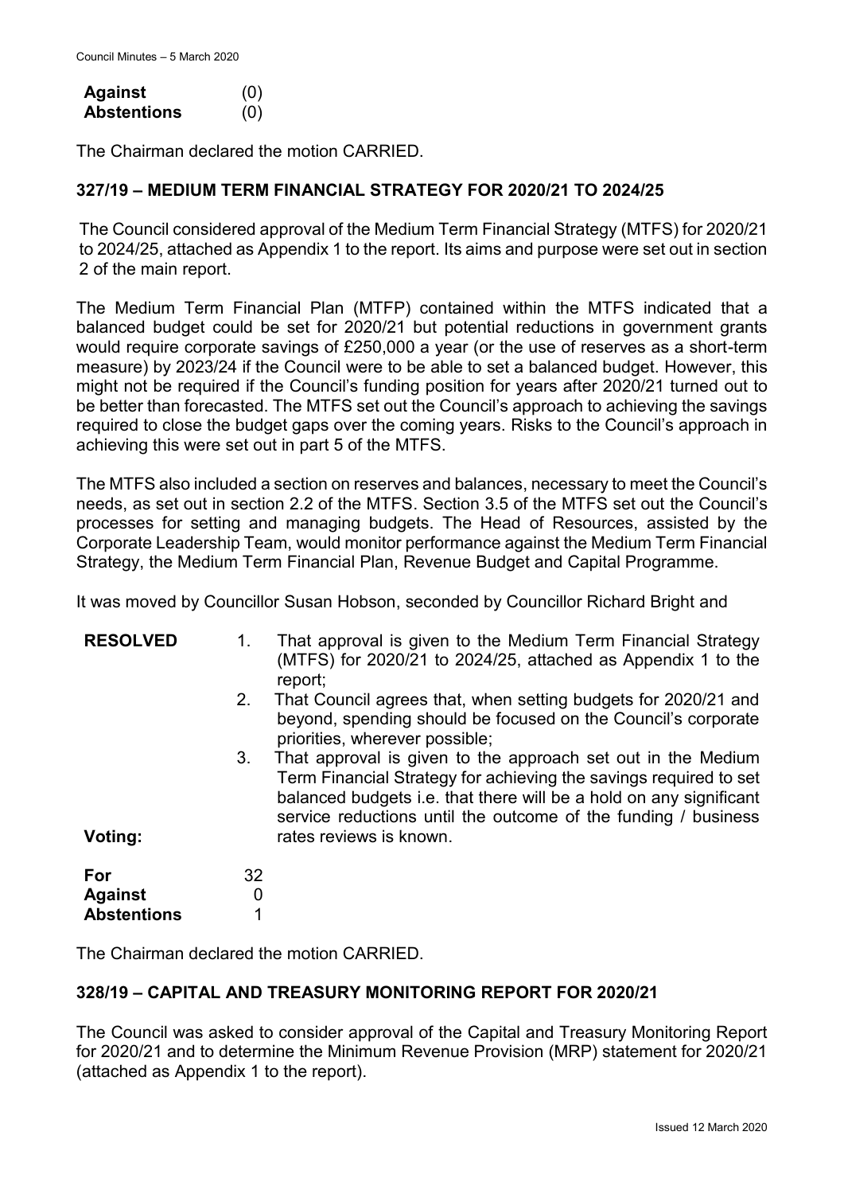| | |
|---|---|
| **Against** | (0) |
| **Abstentions** | (0) |

The Chairman declared the motion CARRIED.

## 327/19 – MEDIUM TERM FINANCIAL STRATEGY FOR 2020/21 TO 2024/25

The Council considered approval of the Medium Term Financial Strategy (MTFS) for 2020/21 to 2024/25, attached as Appendix 1 to the report. Its aims and purpose were set out in section 2 of the main report.

The Medium Term Financial Plan (MTFP) contained within the MTFS indicated that a balanced budget could be set for 2020/21 but potential reductions in government grants would require corporate savings of £250,000 a year (or the use of reserves as a short-term measure) by 2023/24 if the Council were to be able to set a balanced budget. However, this might not be required if the Council's funding position for years after 2020/21 turned out to be better than forecasted. The MTFS set out the Council's approach to achieving the savings required to close the budget gaps over the coming years. Risks to the Council's approach in achieving this were set out in part 5 of the MTFS.

The MTFS also included a section on reserves and balances, necessary to meet the Council's needs, as set out in section 2.2 of the MTFS. Section 3.5 of the MTFS set out the Council's processes for setting and managing budgets. The Head of Resources, assisted by the Corporate Leadership Team, would monitor performance against the Medium Term Financial Strategy, the Medium Term Financial Plan, Revenue Budget and Capital Programme.

It was moved by Councillor Susan Hobson, seconded by Councillor Richard Bright and

**RESOLVED**

1. That approval is given to the Medium Term Financial Strategy (MTFS) for 2020/21 to 2024/25, attached as Appendix 1 to the report;
2. That Council agrees that, when setting budgets for 2020/21 and beyond, spending should be focused on the Council's corporate priorities, wherever possible;
3. That approval is given to the approach set out in the Medium Term Financial Strategy for achieving the savings required to set balanced budgets i.e. that there will be a hold on any significant service reductions until the outcome of the funding / business rates reviews is known.

**Voting:**

| | |
|---|---|
| **For** | 32 |
| **Against** | 0 |
| **Abstentions** | 1 |

The Chairman declared the motion CARRIED.

## 328/19 – CAPITAL AND TREASURY MONITORING REPORT FOR 2020/21

The Council was asked to consider approval of the Capital and Treasury Monitoring Report for 2020/21 and to determine the Minimum Revenue Provision (MRP) statement for 2020/21 (attached as Appendix 1 to the report).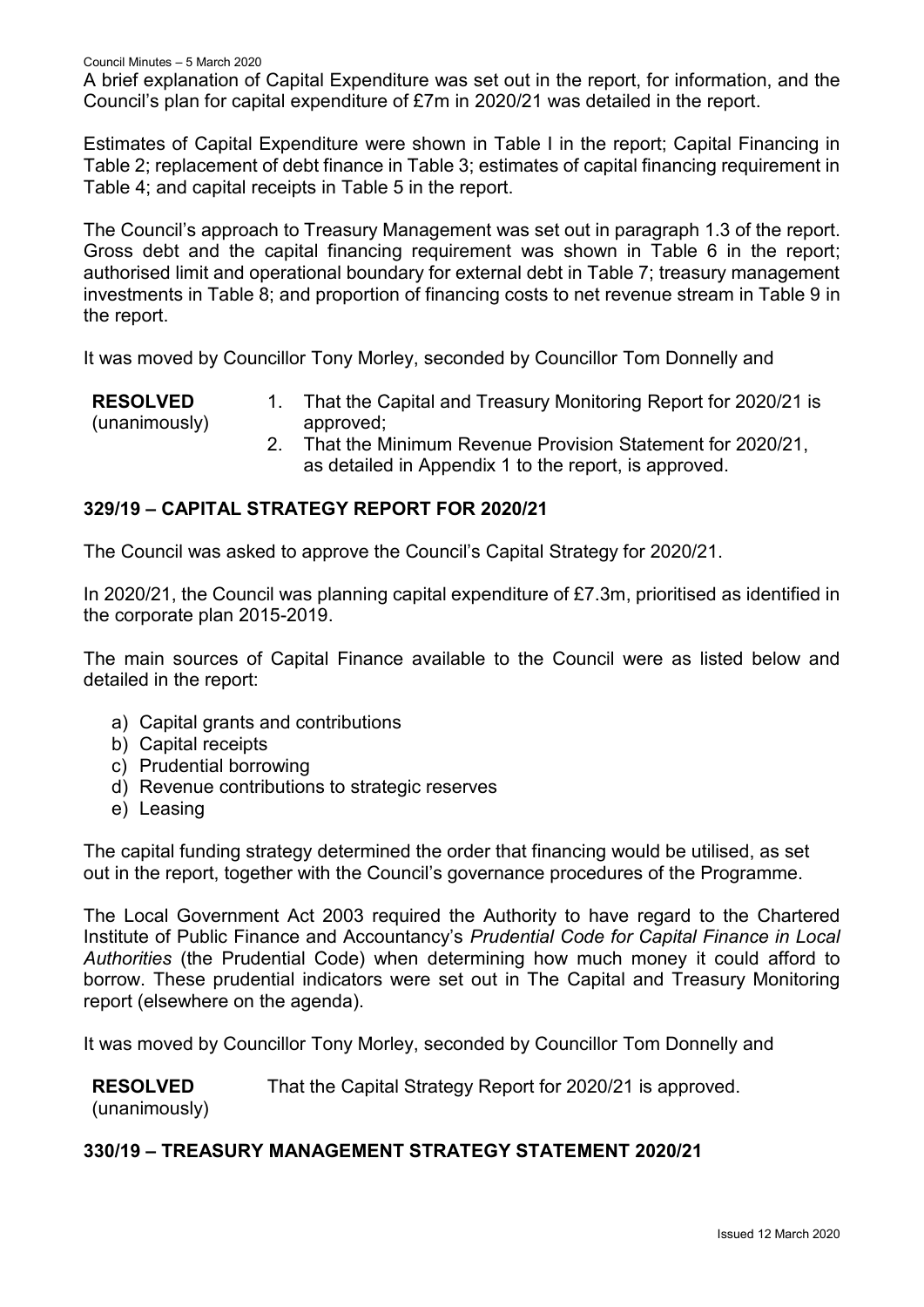A brief explanation of Capital Expenditure was set out in the report, for information, and the Council's plan for capital expenditure of £7m in 2020/21 was detailed in the report.

Estimates of Capital Expenditure were shown in Table I in the report; Capital Financing in Table 2; replacement of debt finance in Table 3; estimates of capital financing requirement in Table 4; and capital receipts in Table 5 in the report.

The Council's approach to Treasury Management was set out in paragraph 1.3 of the report. Gross debt and the capital financing requirement was shown in Table 6 in the report; authorised limit and operational boundary for external debt in Table 7; treasury management investments in Table 8; and proportion of financing costs to net revenue stream in Table 9 in the report.

It was moved by Councillor Tony Morley, seconded by Councillor Tom Donnelly and

**RESOLVED** (unanimously)

1. That the Capital and Treasury Monitoring Report for 2020/21 is approved;
2. That the Minimum Revenue Provision Statement for 2020/21, as detailed in Appendix 1 to the report, is approved.

## 329/19 – CAPITAL STRATEGY REPORT FOR 2020/21

The Council was asked to approve the Council's Capital Strategy for 2020/21.

In 2020/21, the Council was planning capital expenditure of £7.3m, prioritised as identified in the corporate plan 2015-2019.

The main sources of Capital Finance available to the Council were as listed below and detailed in the report:

a) Capital grants and contributions
b) Capital receipts
c) Prudential borrowing
d) Revenue contributions to strategic reserves
e) Leasing

The capital funding strategy determined the order that financing would be utilised, as set out in the report, together with the Council's governance procedures of the Programme.

The Local Government Act 2003 required the Authority to have regard to the Chartered Institute of Public Finance and Accountancy's *Prudential Code for Capital Finance in Local Authorities* (the Prudential Code) when determining how much money it could afford to borrow. These prudential indicators were set out in The Capital and Treasury Monitoring report (elsewhere on the agenda).

It was moved by Councillor Tony Morley, seconded by Councillor Tom Donnelly and

**RESOLVED** (unanimously) That the Capital Strategy Report for 2020/21 is approved.

## 330/19 – TREASURY MANAGEMENT STRATEGY STATEMENT 2020/21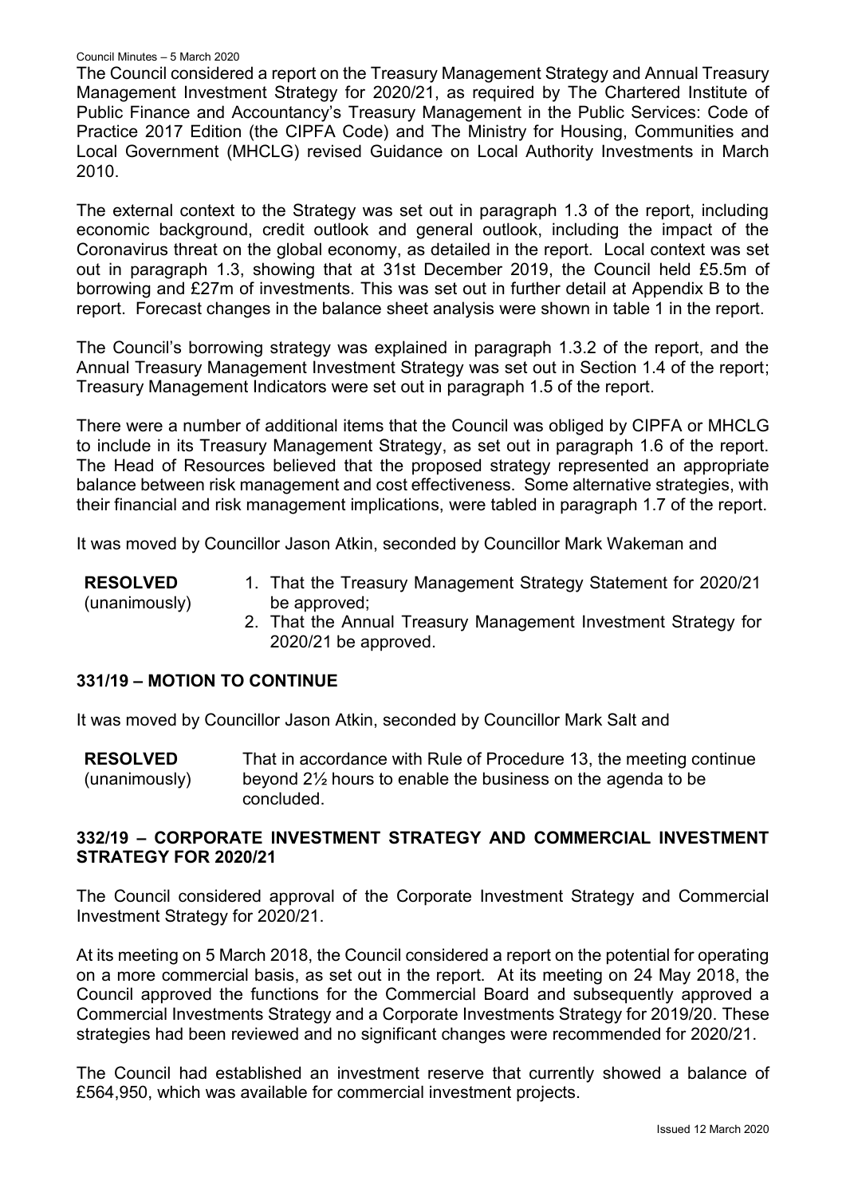The Council considered a report on the Treasury Management Strategy and Annual Treasury Management Investment Strategy for 2020/21, as required by The Chartered Institute of Public Finance and Accountancy's Treasury Management in the Public Services: Code of Practice 2017 Edition (the CIPFA Code) and The Ministry for Housing, Communities and Local Government (MHCLG) revised Guidance on Local Authority Investments in March 2010.

The external context to the Strategy was set out in paragraph 1.3 of the report, including economic background, credit outlook and general outlook, including the impact of the Coronavirus threat on the global economy, as detailed in the report. Local context was set out in paragraph 1.3, showing that at 31st December 2019, the Council held £5.5m of borrowing and £27m of investments. This was set out in further detail at Appendix B to the report. Forecast changes in the balance sheet analysis were shown in table 1 in the report.

The Council's borrowing strategy was explained in paragraph 1.3.2 of the report, and the Annual Treasury Management Investment Strategy was set out in Section 1.4 of the report; Treasury Management Indicators were set out in paragraph 1.5 of the report.

There were a number of additional items that the Council was obliged by CIPFA or MHCLG to include in its Treasury Management Strategy, as set out in paragraph 1.6 of the report. The Head of Resources believed that the proposed strategy represented an appropriate balance between risk management and cost effectiveness. Some alternative strategies, with their financial and risk management implications, were tabled in paragraph 1.7 of the report.

It was moved by Councillor Jason Atkin, seconded by Councillor Mark Wakeman and

**RESOLVED** (unanimously)

1. That the Treasury Management Strategy Statement for 2020/21 be approved;
2. That the Annual Treasury Management Investment Strategy for 2020/21 be approved.

## 331/19 – MOTION TO CONTINUE

It was moved by Councillor Jason Atkin, seconded by Councillor Mark Salt and

**RESOLVED** (unanimously)

That in accordance with Rule of Procedure 13, the meeting continue beyond 2½ hours to enable the business on the agenda to be concluded.

## 332/19 – CORPORATE INVESTMENT STRATEGY AND COMMERCIAL INVESTMENT STRATEGY FOR 2020/21

The Council considered approval of the Corporate Investment Strategy and Commercial Investment Strategy for 2020/21.

At its meeting on 5 March 2018, the Council considered a report on the potential for operating on a more commercial basis, as set out in the report. At its meeting on 24 May 2018, the Council approved the functions for the Commercial Board and subsequently approved a Commercial Investments Strategy and a Corporate Investments Strategy for 2019/20. These strategies had been reviewed and no significant changes were recommended for 2020/21.

The Council had established an investment reserve that currently showed a balance of £564,950, which was available for commercial investment projects.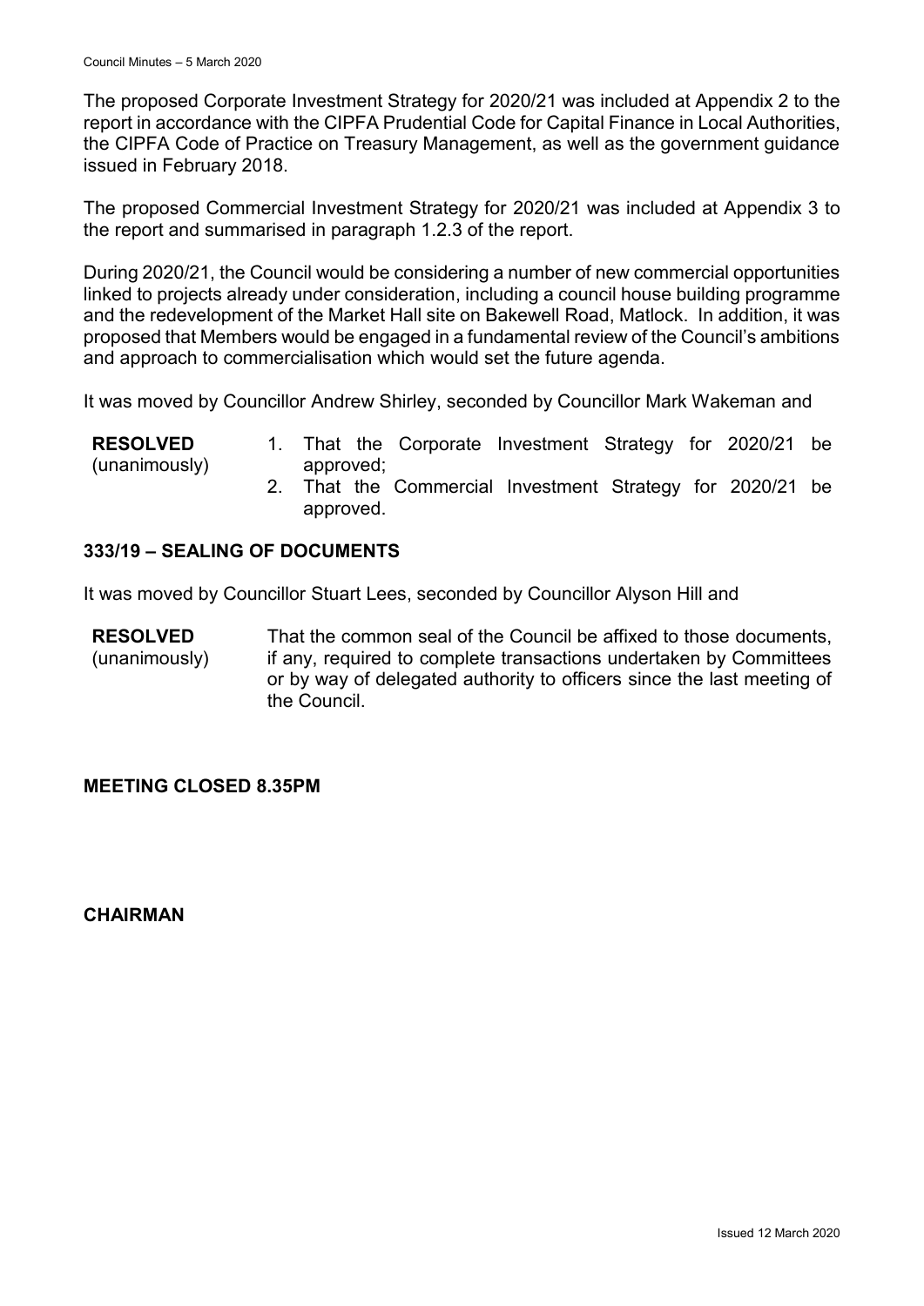The proposed Corporate Investment Strategy for 2020/21 was included at Appendix 2 to the report in accordance with the CIPFA Prudential Code for Capital Finance in Local Authorities, the CIPFA Code of Practice on Treasury Management, as well as the government guidance issued in February 2018.

The proposed Commercial Investment Strategy for 2020/21 was included at Appendix 3 to the report and summarised in paragraph 1.2.3 of the report.

During 2020/21, the Council would be considering a number of new commercial opportunities linked to projects already under consideration, including a council house building programme and the redevelopment of the Market Hall site on Bakewell Road, Matlock. In addition, it was proposed that Members would be engaged in a fundamental review of the Council's ambitions and approach to commercialisation which would set the future agenda.

It was moved by Councillor Andrew Shirley, seconded by Councillor Mark Wakeman and

**RESOLVED** (unanimously)

1. That the Corporate Investment Strategy for 2020/21 be approved;
2. That the Commercial Investment Strategy for 2020/21 be approved.

## 333/19 – SEALING OF DOCUMENTS

It was moved by Councillor Stuart Lees, seconded by Councillor Alyson Hill and

**RESOLVED** (unanimously)

That the common seal of the Council be affixed to those documents, if any, required to complete transactions undertaken by Committees or by way of delegated authority to officers since the last meeting of the Council.

**MEETING CLOSED 8.35PM**

**CHAIRMAN**

Issued 12 March 2020